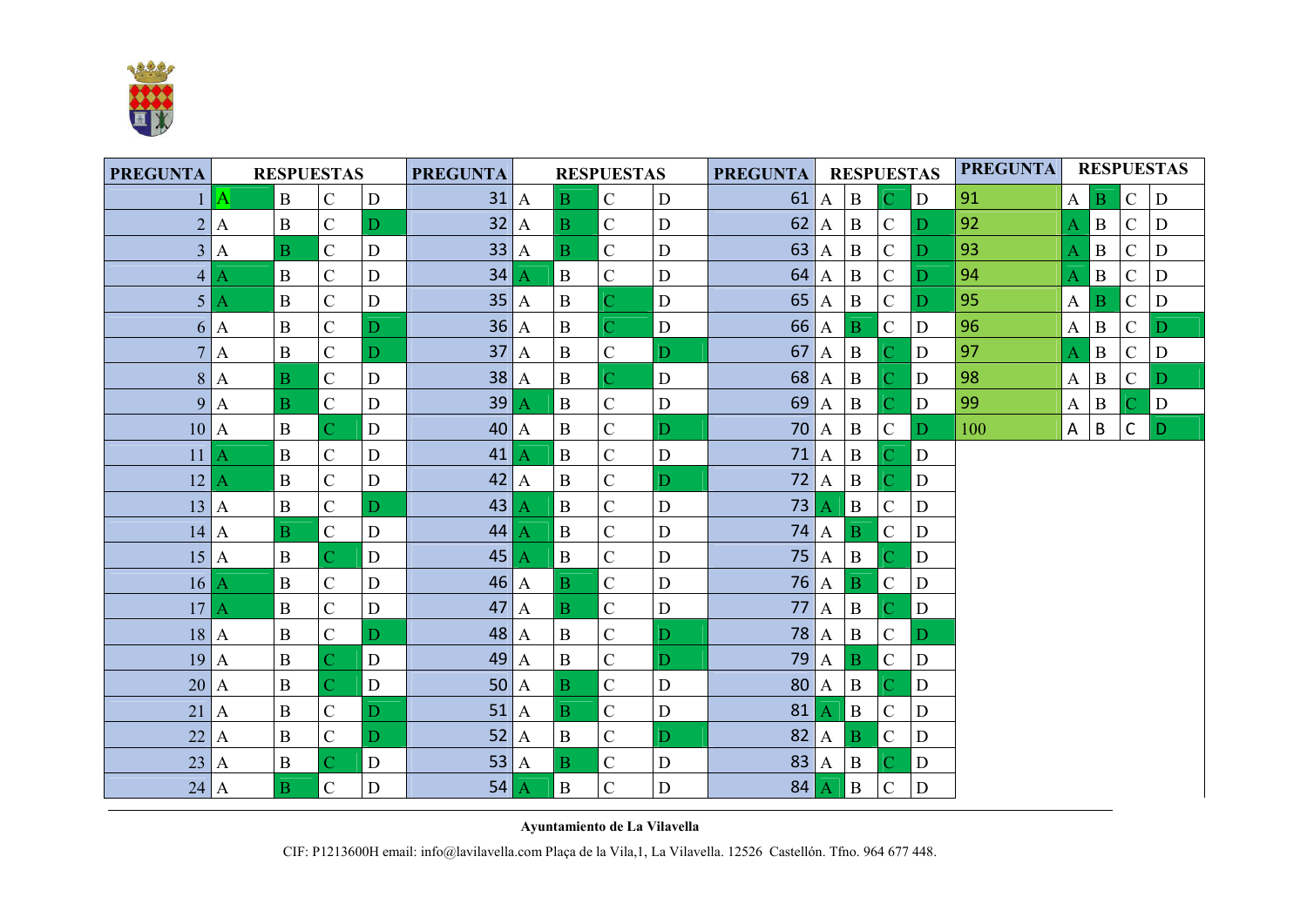| PREGUNTA | RESPUESTAS | | | | PREGUNTA | RESPUESTAS | | | | PREGUNTA | RESPUESTAS | | | | PREGUNTA | RESPUESTAS | | | |
|---|---|---|---|---|---|---|---|---|---|---|---|---|---|---|---|---|---|---|---|
| 1 | **A** | B | C | D | 31 | A | **B** | C | D | 61 | A | B | **C** | D | 91 | A | **B** | C | D |
| 2 | A | B | C | **D** | 32 | A | **B** | C | D | 62 | A | B | C | **D** | 92 | **A** | B | C | D |
| 3 | A | **B** | C | D | 33 | A | **B** | C | D | 63 | A | B | C | **D** | 93 | **A** | B | C | D |
| 4 | **A** | B | C | D | 34 | **A** | B | C | D | 64 | A | B | C | **D** | 94 | **A** | B | C | D |
| 5 | **A** | B | C | D | 35 | A | B | **C** | D | 65 | A | B | C | **D** | 95 | A | **B** | C | D |
| 6 | A | B | C | **D** | 36 | A | B | **C** | D | 66 | A | **B** | C | D | 96 | A | B | C | **D** |
| 7 | A | B | C | **D** | 37 | A | B | C | **D** | 67 | A | B | **C** | D | 97 | **A** | B | C | D |
| 8 | A | **B** | C | D | 38 | A | B | **C** | D | 68 | A | B | **C** | D | 98 | A | B | C | **D** |
| 9 | A | **B** | C | D | 39 | **A** | B | C | D | 69 | A | B | **C** | D | 99 | A | B | **C** | D |
| 10 | A | B | **C** | D | 40 | A | B | C | **D** | 70 | A | B | C | **D** | 100 | A | B | C | **D** |
| 11 | **A** | B | C | D | 41 | **A** | B | C | D | 71 | A | B | **C** | D | | | | | |
| 12 | **A** | B | C | D | 42 | A | B | C | **D** | 72 | A | B | **C** | D | | | | | |
| 13 | A | B | C | **D** | 43 | **A** | B | C | D | 73 | **A** | B | C | D | | | | | |
| 14 | A | **B** | C | D | 44 | **A** | B | C | D | 74 | A | **B** | C | D | | | | | |
| 15 | A | B | **C** | D | 45 | **A** | B | C | D | 75 | A | B | **C** | D | | | | | |
| 16 | **A** | B | C | D | 46 | A | **B** | C | D | 76 | A | **B** | C | D | | | | | |
| 17 | **A** | B | C | D | 47 | A | **B** | C | D | 77 | A | B | **C** | D | | | | | |
| 18 | A | B | C | **D** | 48 | A | B | C | **D** | 78 | A | B | C | **D** | | | | | |
| 19 | A | B | **C** | D | 49 | A | B | C | **D** | 79 | A | **B** | C | D | | | | | |
| 20 | A | B | **C** | D | 50 | A | **B** | C | D | 80 | A | B | **C** | D | | | | | |
| 21 | A | B | C | **D** | 51 | A | **B** | C | D | 81 | **A** | B | C | D | | | | | |
| 22 | A | B | C | **D** | 52 | A | B | C | **D** | 82 | A | **B** | C | D | | | | | |
| 23 | A | B | **C** | D | 53 | A | **B** | C | D | 83 | A | B | **C** | D | | | | | |
| 24 | A | **B** | C | D | 54 | **A** | B | C | D | 84 | **A** | B | C | D | | | | | |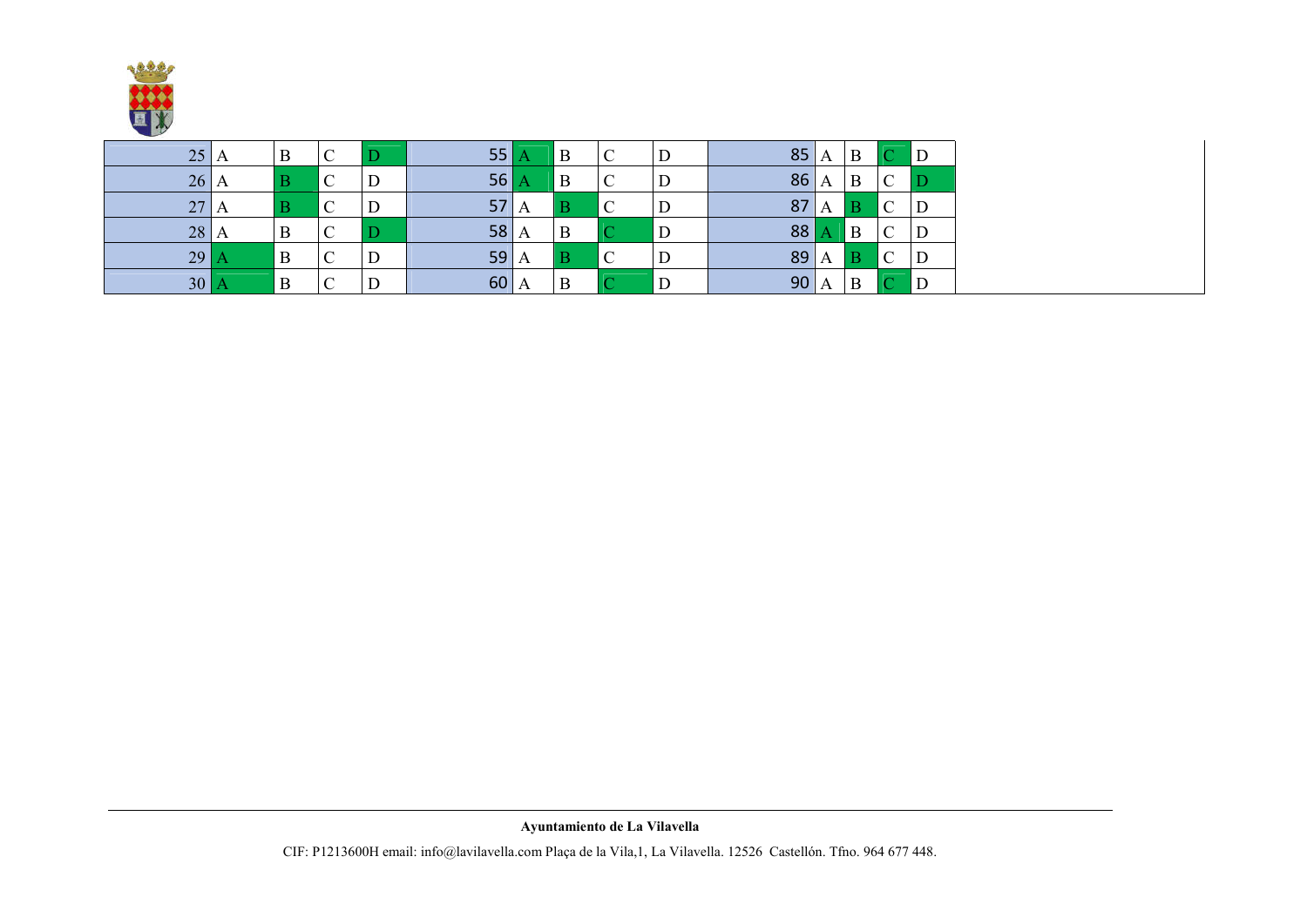| | | | | | | | | | | | | | | |
|---|---|---|---|---|---|---|---|---|---|---|---|---|---|---|
| 25 | A | B | C | **D** | 55 | **A** | B | C | D | 85 | A | B | **C** | D |
| 26 | A | **B** | C | D | 56 | **A** | B | C | D | 86 | A | B | C | **D** |
| 27 | A | **B** | C | D | 57 | A | **B** | C | D | 87 | A | **B** | C | D |
| 28 | A | B | C | **D** | 58 | A | B | **C** | D | 88 | **A** | B | C | D |
| 29 | **A** | B | C | D | 59 | A | **B** | C | D | 89 | A | **B** | C | D |
| 30 | **A** | B | C | D | 60 | A | B | **C** | D | 90 | A | B | **C** | D |